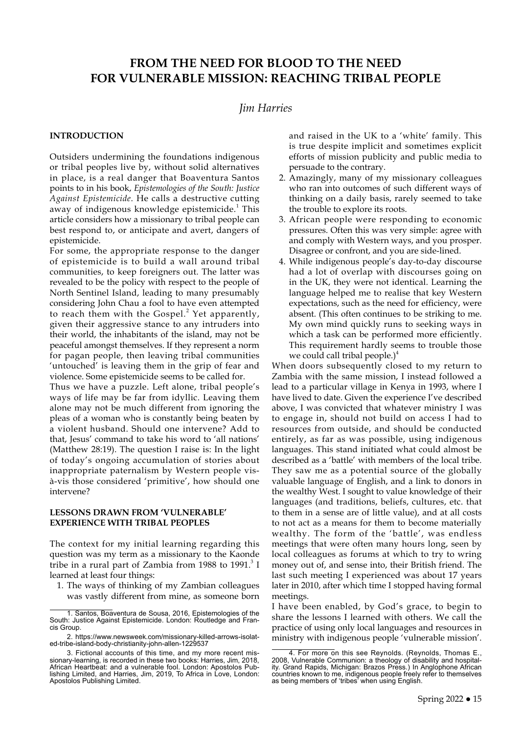# FROM THE NEED FOR BLOOD TO THE NEED FOR VULNERABLE MISSION: REACHING TRIBAL PEOPLE

*Jim Harries*

## INTRODUCTION

Outsiders undermining the foundations indigenous or tribal peoples live by, without solid alternatives in place, is a real danger that Boaventura Santos points to in his book, *Epistemologies of the South: Justice Against Epistemicide*. He calls a destructive cutting away of indigenous knowledge epistemicide.[1] This article considers how a missionary to tribal people can best respond to, or anticipate and avert, dangers of epistemicide.

For some, the appropriate response to the danger of epistemicide is to build a wall around tribal communities, to keep foreigners out. The latter was revealed to be the policy with respect to the people of North Sentinel Island, leading to many presumably considering John Chau a fool to have even attempted to reach them with the Gospel.[2] Yet apparently, given their aggressive stance to any intruders into their world, the inhabitants of the island, may not be peaceful amongst themselves. If they represent a norm for pagan people, then leaving tribal communities 'untouched' is leaving them in the grip of fear and violence. Some epistemicide seems to be called for.

Thus we have a puzzle. Left alone, tribal people's ways of life may be far from idyllic. Leaving them alone may not be much different from ignoring the pleas of a woman who is constantly being beaten by a violent husband. Should one intervene? Add to that, Jesus' command to take his word to 'all nations' (Matthew 28:19). The question I raise is: In the light of today's ongoing accumulation of stories about inappropriate paternalism by Western people vis-à-vis those considered 'primitive', how should one intervene?

## LESSONS DRAWN FROM 'VULNERABLE' EXPERIENCE WITH TRIBAL PEOPLES

The context for my initial learning regarding this question was my term as a missionary to the Kaonde tribe in a rural part of Zambia from 1988 to 1991.[3] I learned at least four things:

1. The ways of thinking of my Zambian colleagues was vastly different from mine, as someone born and raised in the UK to a 'white' family. This is true despite implicit and sometimes explicit efforts of mission publicity and public media to persuade to the contrary.
2. Amazingly, many of my missionary colleagues who ran into outcomes of such different ways of thinking on a daily basis, rarely seemed to take the trouble to explore its roots.
3. African people were responding to economic pressures. Often this was very simple: agree with and comply with Western ways, and you prosper. Disagree or confront, and you are side-lined.
4. While indigenous people's day-to-day discourse had a lot of overlap with discourses going on in the UK, they were not identical. Learning the language helped me to realise that key Western expectations, such as the need for efficiency, were absent. (This often continues to be striking to me. My own mind quickly runs to seeking ways in which a task can be performed more efficiently. This requirement hardly seems to trouble those we could call tribal people.)[4]

When doors subsequently closed to my return to Zambia with the same mission, I instead followed a lead to a particular village in Kenya in 1993, where I have lived to date. Given the experience I've described above, I was convicted that whatever ministry I was to engage in, should not build on access I had to resources from outside, and should be conducted entirely, as far as was possible, using indigenous languages. This stand initiated what could almost be described as a 'battle' with members of the local tribe. They saw me as a potential source of the globally valuable language of English, and a link to donors in the wealthy West. I sought to value knowledge of their languages (and traditions, beliefs, cultures, etc. that to them in a sense are of little value), and at all costs to not act as a means for them to become materially wealthy. The form of the 'battle', was endless meetings that were often many hours long, seen by local colleagues as forums at which to try to wring money out of, and sense into, their British friend. The last such meeting I experienced was about 17 years later in 2010, after which time I stopped having formal meetings.

I have been enabled, by God's grace, to begin to share the lessons I learned with others. We call the practice of using only local languages and resources in ministry with indigenous people 'vulnerable mission'.

---

1. Santos, Boaventura de Sousa, 2016, Epistemologies of the South: Justice Against Epistemicide. London: Routledge and Francis Group.

2. https://www.newsweek.com/missionary-killed-arrows-isolated-tribe-island-body-christianity-john-allen-1229537

3. Fictional accounts of this time, and my more recent missionary-learning, is recorded in these two books: Harries, Jim, 2018, African Heartbeat: and a vulnerable fool. London: Apostolos Publishing Limited, and Harries, Jim, 2019, To Africa in Love, London: Apostolos Publishing Limited.

4. For more on this see Reynolds. (Reynolds, Thomas E., 2008, Vulnerable Communion: a theology of disability and hospitality. Grand Rapids, Michigan: Brazos Press.) In Anglophone African countries known to me, indigenous people freely refer to themselves as being members of 'tribes' when using English.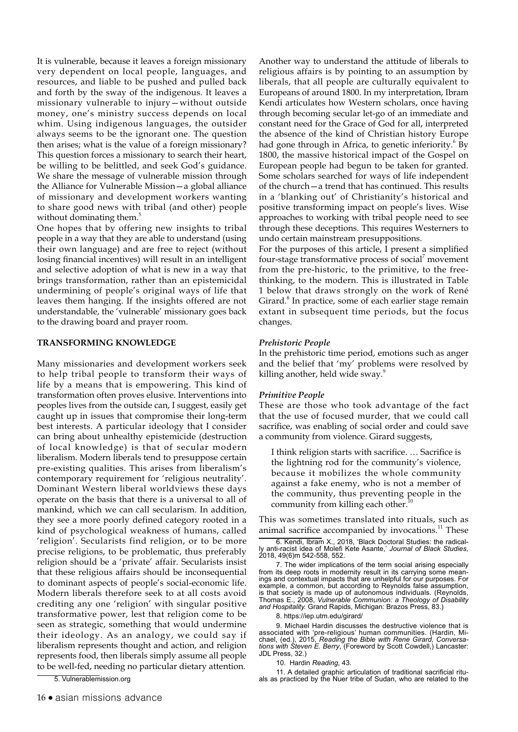It is vulnerable, because it leaves a foreign missionary very dependent on local people, languages, and resources, and liable to be pushed and pulled back and forth by the sway of the indigenous. It leaves a missionary vulnerable to injury—without outside money, one's ministry success depends on local whim. Using indigenous languages, the outsider always seems to be the ignorant one. The question then arises; what is the value of a foreign missionary? This question forces a missionary to search their heart, be willing to be belittled, and seek God's guidance. We share the message of vulnerable mission through the Alliance for Vulnerable Mission—a global alliance of missionary and development workers wanting to share good news with tribal (and other) people without dominating them.[5]

One hopes that by offering new insights to tribal people in a way that they are able to understand (using their own language) and are free to reject (without losing financial incentives) will result in an intelligent and selective adoption of what is new in a way that brings transformation, rather than an epistemicidal undermining of people's original ways of life that leaves them hanging. If the insights offered are not understandable, the 'vulnerable' missionary goes back to the drawing board and prayer room.

## TRANSFORMING KNOWLEDGE

Many missionaries and development workers seek to help tribal people to transform their ways of life by a means that is empowering. This kind of transformation often proves elusive. Interventions into peoples lives from the outside can, I suggest, easily get caught up in issues that compromise their long-term best interests. A particular ideology that I consider can bring about unhealthy epistemicide (destruction of local knowledge) is that of secular modern liberalism. Modern liberals tend to presuppose certain pre-existing qualities. This arises from liberalism's contemporary requirement for 'religious neutrality'. Dominant Western liberal worldviews these days operate on the basis that there is a universal to all of mankind, which we can call secularism. In addition, they see a more poorly defined category rooted in a kind of psychological weakness of humans, called 'religion'. Secularists find religion, or to be more precise religions, to be problematic, thus preferably religion should be a 'private' affair. Secularists insist that these religious affairs should be inconsequential to dominant aspects of people's social-economic life. Modern liberals therefore seek to at all costs avoid crediting any one 'religion' with singular positive transformative power, lest that religion come to be seen as strategic, something that would undermine their ideology. As an analogy, we could say if liberalism represents thought and action, and religion represents food, then liberals simply assume all people to be well-fed, needing no particular dietary attention.

Another way to understand the attitude of liberals to religious affairs is by pointing to an assumption by liberals, that all people are culturally equivalent to Europeans of around 1800. In my interpretation, Ibram Kendi articulates how Western scholars, once having through becoming secular let-go of an immediate and constant need for the Grace of God for all, interpreted the absence of the kind of Christian history Europe had gone through in Africa, to genetic inferiority.[6] By 1800, the massive historical impact of the Gospel on European people had begun to be taken for granted. Some scholars searched for ways of life independent of the church—a trend that has continued. This results in a 'blanking out' of Christianity's historical and positive transforming impact on people's lives. Wise approaches to working with tribal people need to see through these deceptions. This requires Westerners to undo certain mainstream presuppositions.

For the purposes of this article, I present a simplified four-stage transformative process of social[7] movement from the pre-historic, to the primitive, to the free-thinking, to the modern. This is illustrated in Table 1 below that draws strongly on the work of René Girard.[8] In practice, some of each earlier stage remain extant in subsequent time periods, but the focus changes.

### *Prehistoric People*

In the prehistoric time period, emotions such as anger and the belief that 'my' problems were resolved by killing another, held wide sway.[9]

### *Primitive People*

These are those who took advantage of the fact that the use of focused murder, that we could call sacrifice, was enabling of social order and could save a community from violence. Girard suggests,

> I think religion starts with sacrifice. … Sacrifice is the lightning rod for the community's violence, because it mobilizes the whole community against a fake enemy, who is not a member of the community, thus preventing people in the community from killing each other.[10]

This was sometimes translated into rituals, such as animal sacrifice accompanied by invocations.[11] These

---

5. Vulnerablemission.org

6. Kendi, Ibram X., 2018, 'Black Doctoral Studies: the radically anti-racist idea of Molefi Kete Asante,' *Journal of Black Studies*, 2018, 49(6)m 542-558, 552.

7. The wider implications of the term social arising especially from its deep roots in modernity result in its carrying some meanings and contextual impacts that are unhelpful for our purposes. For example, a common, but according to Reynolds false assumption, is that society is made up of autonomous individuals. (Reynolds, Thomas E., 2008, *Vulnerable Communion: a Theology of Disability and Hospitality.* Grand Rapids, Michigan: Brazos Press, 83.)

8. https://iep.utm.edu/girard/

9. Michael Hardin discusses the destructive violence that is associated with 'pre-religious' human communities. (Hardin, Michael, (ed.), 2015, *Reading the Bible with Rene Girard, Conversations with Steven E. Berry*, (Foreword by Scott Cowdell,) Lancaster: JDL Press, 32.)

10. Hardin *Reading*, 43.

11. A detailed graphic articulation of traditional sacrificial rituals as practiced by the Nuer tribe of Sudan, who are related to the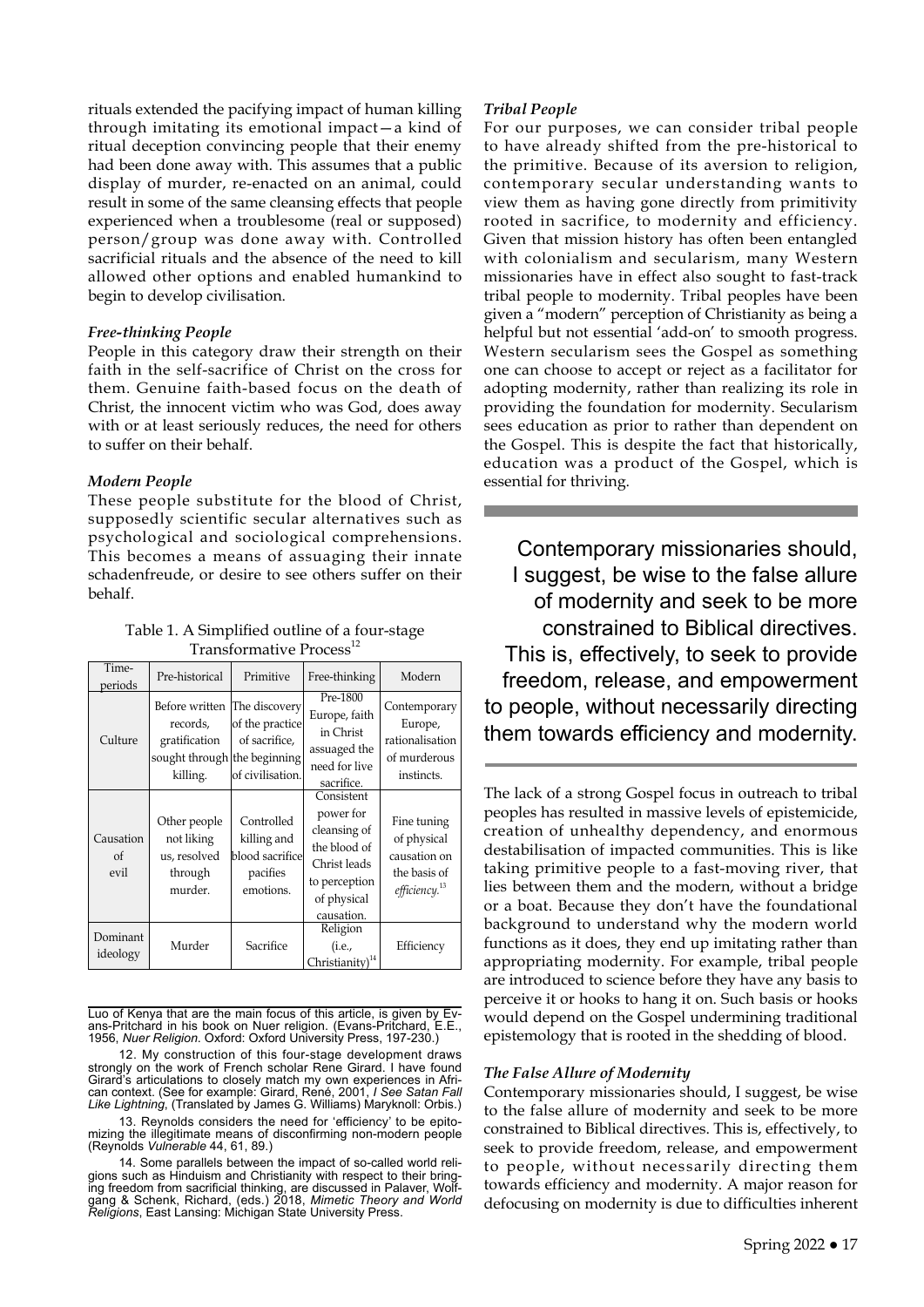rituals extended the pacifying impact of human killing through imitating its emotional impact—a kind of ritual deception convincing people that their enemy had been done away with. This assumes that a public display of murder, re-enacted on an animal, could result in some of the same cleansing effects that people experienced when a troublesome (real or supposed) person/group was done away with. Controlled sacrificial rituals and the absence of the need to kill allowed other options and enabled humankind to begin to develop civilisation.

### *Free-thinking People*

People in this category draw their strength on their faith in the self-sacrifice of Christ on the cross for them. Genuine faith-based focus on the death of Christ, the innocent victim who was God, does away with or at least seriously reduces, the need for others to suffer on their behalf.

### *Modern People*

These people substitute for the blood of Christ, supposedly scientific secular alternatives such as psychological and sociological comprehensions. This becomes a means of assuaging their innate schadenfreude, or desire to see others suffer on their behalf.

Table 1. A Simplified outline of a four-stage Transformative Process[12]

| Time-periods | Pre-historical | Primitive | Free-thinking | Modern |
|---|---|---|---|---|
| Culture | Before written records, gratification sought through killing. | The discovery of the practice of sacrifice, the beginning of civilisation. | Pre-1800 Europe, faith in Christ assuaged the need for live sacrifice. | Contemporary Europe, rationalisation of murderous instincts. |
| Causation of evil | Other people not liking us, resolved through murder. | Controlled killing and blood sacrifice pacifies emotions. | Consistent power for cleansing of the blood of Christ leads to perception of physical causation. | Fine tuning of physical causation on the basis of *efficiency.*[13] |
| Dominant ideology | Murder | Sacrifice | Religion (i.e., Christianity)[14] | Efficiency |

### *Tribal People*

For our purposes, we can consider tribal people to have already shifted from the pre-historical to the primitive. Because of its aversion to religion, contemporary secular understanding wants to view them as having gone directly from primitivity rooted in sacrifice, to modernity and efficiency. Given that mission history has often been entangled with colonialism and secularism, many Western missionaries have in effect also sought to fast-track tribal people to modernity. Tribal peoples have been given a "modern" perception of Christianity as being a helpful but not essential 'add-on' to smooth progress. Western secularism sees the Gospel as something one can choose to accept or reject as a facilitator for adopting modernity, rather than realizing its role in providing the foundation for modernity. Secularism sees education as prior to rather than dependent on the Gospel. This is despite the fact that historically, education was a product of the Gospel, which is essential for thriving.

> Contemporary missionaries should, I suggest, be wise to the false allure of modernity and seek to be more constrained to Biblical directives. This is, effectively, to seek to provide freedom, release, and empowerment to people, without necessarily directing them towards efficiency and modernity.

The lack of a strong Gospel focus in outreach to tribal peoples has resulted in massive levels of epistemicide, creation of unhealthy dependency, and enormous destabilisation of impacted communities. This is like taking primitive people to a fast-moving river, that lies between them and the modern, without a bridge or a boat. Because they don't have the foundational background to understand why the modern world functions as it does, they end up imitating rather than appropriating modernity. For example, tribal people are introduced to science before they have any basis to perceive it or hooks to hang it on. Such basis or hooks would depend on the Gospel undermining traditional epistemology that is rooted in the shedding of blood.

### *The False Allure of Modernity*

Contemporary missionaries should, I suggest, be wise to the false allure of modernity and seek to be more constrained to Biblical directives. This is, effectively, to seek to provide freedom, release, and empowerment to people, without necessarily directing them towards efficiency and modernity. A major reason for defocusing on modernity is due to difficulties inherent

---

Luo of Kenya that are the main focus of this article, is given by Evans-Pritchard in his book on Nuer religion. (Evans-Pritchard, E.E., 1956, *Nuer Religion*. Oxford: Oxford University Press, 197-230.)

12. My construction of this four-stage development draws strongly on the work of French scholar Rene Girard. I have found Girard's articulations to closely match my own experiences in African context. (See for example: Girard, René, 2001, *I See Satan Fall Like Lightning*, (Translated by James G. Williams) Maryknoll: Orbis.)

13. Reynolds considers the need for 'efficiency' to be epitomizing the illegitimate means of disconfirming non-modern people (Reynolds *Vulnerable* 44, 61, 89.)

14. Some parallels between the impact of so-called world religions such as Hinduism and Christianity with respect to their bringing freedom from sacrificial thinking, are discussed in Palaver, Wolfgang & Schenk, Richard, (eds.) 2018, *Mimetic Theory and World Religions*, East Lansing: Michigan State University Press.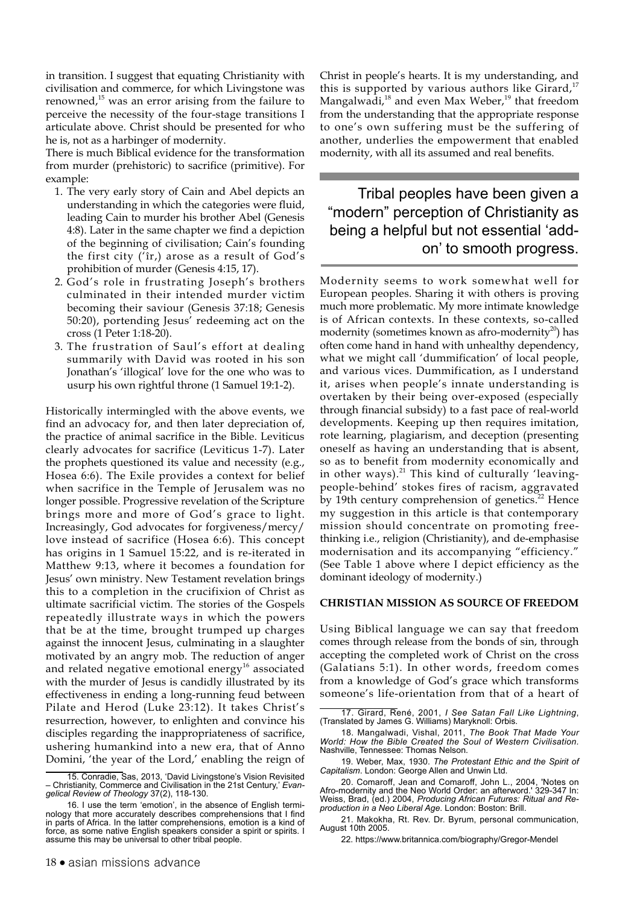in transition. I suggest that equating Christianity with civilisation and commerce, for which Livingstone was renowned,[15] was an error arising from the failure to perceive the necessity of the four-stage transitions I articulate above. Christ should be presented for who he is, not as a harbinger of modernity.

There is much Biblical evidence for the transformation from murder (prehistoric) to sacrifice (primitive). For example:

1. The very early story of Cain and Abel depicts an understanding in which the categories were fluid, leading Cain to murder his brother Abel (Genesis 4:8). Later in the same chapter we find a depiction of the beginning of civilisation; Cain's founding the first city (ʻîr,) arose as a result of God's prohibition of murder (Genesis 4:15, 17).
2. God's role in frustrating Joseph's brothers culminated in their intended murder victim becoming their saviour (Genesis 37:18; Genesis 50:20), portending Jesus' redeeming act on the cross (1 Peter 1:18-20).
3. The frustration of Saul's effort at dealing summarily with David was rooted in his son Jonathan's 'illogical' love for the one who was to usurp his own rightful throne (1 Samuel 19:1-2).

Historically intermingled with the above events, we find an advocacy for, and then later depreciation of, the practice of animal sacrifice in the Bible. Leviticus clearly advocates for sacrifice (Leviticus 1-7). Later the prophets questioned its value and necessity (e.g., Hosea 6:6). The Exile provides a context for belief when sacrifice in the Temple of Jerusalem was no longer possible. Progressive revelation of the Scripture brings more and more of God's grace to light. Increasingly, God advocates for forgiveness/mercy/love instead of sacrifice (Hosea 6:6). This concept has origins in 1 Samuel 15:22, and is re-iterated in Matthew 9:13, where it becomes a foundation for Jesus' own ministry. New Testament revelation brings this to a completion in the crucifixion of Christ as ultimate sacrificial victim. The stories of the Gospels repeatedly illustrate ways in which the powers that be at the time, brought trumped up charges against the innocent Jesus, culminating in a slaughter motivated by an angry mob. The reduction of anger and related negative emotional energy[16] associated with the murder of Jesus is candidly illustrated by its effectiveness in ending a long-running feud between Pilate and Herod (Luke 23:12). It takes Christ's resurrection, however, to enlighten and convince his disciples regarding the inappropriateness of sacrifice, ushering humankind into a new era, that of Anno Domini, 'the year of the Lord,' enabling the reign of Christ in people's hearts. It is my understanding, and this is supported by various authors like Girard,[17] Mangalwadi,[18] and even Max Weber,[19] that freedom from the understanding that the appropriate response to one's own suffering must be the suffering of another, underlies the empowerment that enabled modernity, with all its assumed and real benefits.

> Tribal peoples have been given a "modern" perception of Christianity as being a helpful but not essential 'add-on' to smooth progress.

Modernity seems to work somewhat well for European peoples. Sharing it with others is proving much more problematic. My more intimate knowledge is of African contexts. In these contexts, so-called modernity (sometimes known as afro-modernity[20]) has often come hand in hand with unhealthy dependency, what we might call 'dummification' of local people, and various vices. Dummification, as I understand it, arises when people's innate understanding is overtaken by their being over-exposed (especially through financial subsidy) to a fast pace of real-world developments. Keeping up then requires imitation, rote learning, plagiarism, and deception (presenting oneself as having an understanding that is absent, so as to benefit from modernity economically and in other ways).[21] This kind of culturally 'leaving-people-behind' stokes fires of racism, aggravated by 19th century comprehension of genetics.[22] Hence my suggestion in this article is that contemporary mission should concentrate on promoting free-thinking i.e., religion (Christianity), and de-emphasise modernisation and its accompanying "efficiency." (See Table 1 above where I depict efficiency as the dominant ideology of modernity.)

## CHRISTIAN MISSION AS SOURCE OF FREEDOM

Using Biblical language we can say that freedom comes through release from the bonds of sin, through accepting the completed work of Christ on the cross (Galatians 5:1). In other words, freedom comes from a knowledge of God's grace which transforms someone's life-orientation from that of a heart of

---

15. Conradie, Sas, 2013, 'David Livingstone's Vision Revisited – Christianity, Commerce and Civilisation in the 21st Century,' *Evangelical Review of Theology* 37(2), 118-130.

16. I use the term 'emotion', in the absence of English terminology that more accurately describes comprehensions that I find in parts of Africa. In the latter comprehensions, emotion is a kind of force, as some native English speakers consider a spirit or spirits. I assume this may be universal to other tribal people.

17. Girard, René, 2001, *I See Satan Fall Like Lightning*, (Translated by James G. Williams) Maryknoll: Orbis.

18. Mangalwadi, Vishal, 2011, *The Book That Made Your World: How the Bible Created the Soul of Western Civilisation.* Nashville, Tennessee: Thomas Nelson.

19. Weber, Max, 1930. *The Protestant Ethic and the Spirit of Capitalism*. London: George Allen and Unwin Ltd.

20. Comaroff, Jean and Comaroff, John L., 2004, 'Notes on Afro-modernity and the Neo World Order: an afterword.' 329-347 In: Weiss, Brad, (ed.) 2004, *Producing African Futures: Ritual and Reproduction in a Neo Liberal Age*. London: Boston: Brill.

21. Makokha, Rt. Rev. Dr. Byrum, personal communication, August 10th 2005.

22. https://www.britannica.com/biography/Gregor-Mendel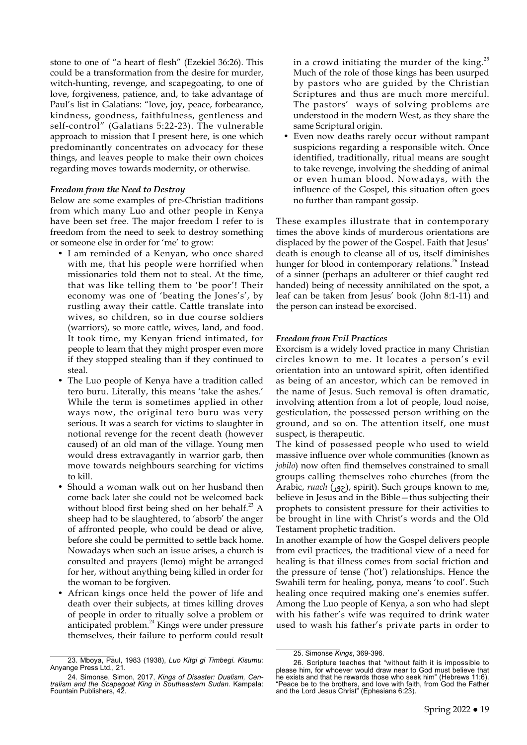stone to one of "a heart of flesh" (Ezekiel 36:26). This could be a transformation from the desire for murder, witch-hunting, revenge, and scapegoating, to one of love, forgiveness, patience, and, to take advantage of Paul's list in Galatians: "love, joy, peace, forbearance, kindness, goodness, faithfulness, gentleness and self-control" (Galatians 5:22-23). The vulnerable approach to mission that I present here, is one which predominantly concentrates on advocacy for these things, and leaves people to make their own choices regarding moves towards modernity, or otherwise.

### *Freedom from the Need to Destroy*

Below are some examples of pre-Christian traditions from which many Luo and other people in Kenya have been set free. The major freedom I refer to is freedom from the need to seek to destroy something or someone else in order for 'me' to grow:

- I am reminded of a Kenyan, who once shared with me, that his people were horrified when missionaries told them not to steal. At the time, that was like telling them to 'be poor'! Their economy was one of 'beating the Jones's', by rustling away their cattle. Cattle translate into wives, so children, so in due course soldiers (warriors), so more cattle, wives, land, and food. It took time, my Kenyan friend intimated, for people to learn that they might prosper even more if they stopped stealing than if they continued to steal.
- The Luo people of Kenya have a tradition called tero buru. Literally, this means 'take the ashes.' While the term is sometimes applied in other ways now, the original tero buru was very serious. It was a search for victims to slaughter in notional revenge for the recent death (however caused) of an old man of the village. Young men would dress extravagantly in warrior garb, then move towards neighbours searching for victims to kill.
- Should a woman walk out on her husband then come back later she could not be welcomed back without blood first being shed on her behalf.[23] A sheep had to be slaughtered, to 'absorb' the anger of affronted people, who could be dead or alive, before she could be permitted to settle back home. Nowadays when such an issue arises, a church is consulted and prayers (lemo) might be arranged for her, without anything being killed in order for the woman to be forgiven.
- African kings once held the power of life and death over their subjects, at times killing droves of people in order to ritually solve a problem or anticipated problem.[24] Kings were under pressure themselves, their failure to perform could result in a crowd initiating the murder of the king.[25] Much of the role of those kings has been usurped by pastors who are guided by the Christian Scriptures and thus are much more merciful. The pastors' ways of solving problems are understood in the modern West, as they share the same Scriptural origin.
- Even now deaths rarely occur without rampant suspicions regarding a responsible witch. Once identified, traditionally, ritual means are sought to take revenge, involving the shedding of animal or even human blood. Nowadays, with the influence of the Gospel, this situation often goes no further than rampant gossip.

These examples illustrate that in contemporary times the above kinds of murderous orientations are displaced by the power of the Gospel. Faith that Jesus' death is enough to cleanse all of us, itself diminishes hunger for blood in contemporary relations.[26] Instead of a sinner (perhaps an adulterer or thief caught red handed) being of necessity annihilated on the spot, a leaf can be taken from Jesus' book (John 8:1-11) and the person can instead be exorcised.

### *Freedom from Evil Practices*

Exorcism is a widely loved practice in many Christian circles known to me. It locates a person's evil orientation into an untoward spirit, often identified as being of an ancestor, which can be removed in the name of Jesus. Such removal is often dramatic, involving attention from a lot of people, loud noise, gesticulation, the possessed person writhing on the ground, and so on. The attention itself, one must suspect, is therapeutic.

The kind of possessed people who used to wield massive influence over whole communities (known as *jobilo*) now often find themselves constrained to small groups calling themselves roho churches (from the Arabic, *ruach* (روح), spirit). Such groups known to me, believe in Jesus and in the Bible—thus subjecting their prophets to consistent pressure for their activities to be brought in line with Christ's words and the Old Testament prophetic tradition.

In another example of how the Gospel delivers people from evil practices, the traditional view of a need for healing is that illness comes from social friction and the pressure of tense ('hot') relationships. Hence the Swahili term for healing, ponya, means 'to cool'. Such healing once required making one's enemies suffer. Among the Luo people of Kenya, a son who had slept with his father's wife was required to drink water used to wash his father's private parts in order to

---

23. Mboya, Paul, 1983 (1938), *Luo Kitgi gi Timbegi. Kisumu:* Anyange Press Ltd., 21.

24. Simonse, Simon, 2017, *Kings of Disaster: Dualism, Centralism and the Scapegoat King in Southeastern Sudan.* Kampala: Fountain Publishers, 42.

25. Simonse *Kings*, 369-396.

26. Scripture teaches that "without faith it is impossible to please him, for whoever would draw near to God must believe that he exists and that he rewards those who seek him" (Hebrews 11:6). "Peace be to the brothers, and love with faith, from God the Father and the Lord Jesus Christ" (Ephesians 6:23).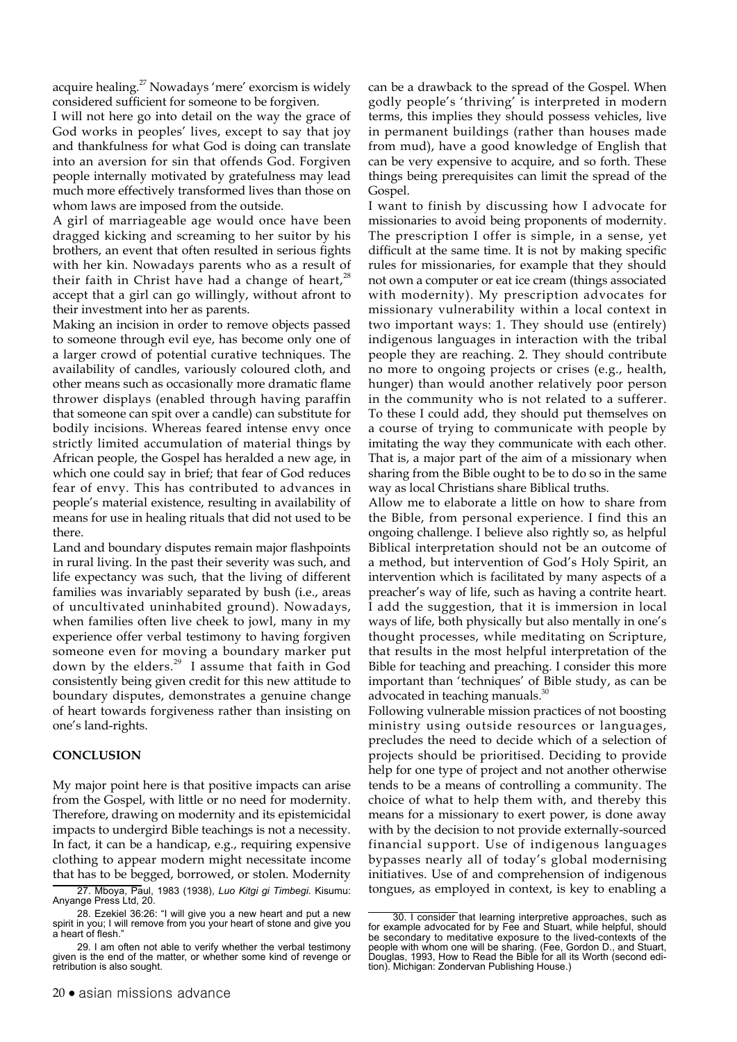acquire healing.[27] Nowadays 'mere' exorcism is widely considered sufficient for someone to be forgiven.

I will not here go into detail on the way the grace of God works in peoples' lives, except to say that joy and thankfulness for what God is doing can translate into an aversion for sin that offends God. Forgiven people internally motivated by gratefulness may lead much more effectively transformed lives than those on whom laws are imposed from the outside.

A girl of marriageable age would once have been dragged kicking and screaming to her suitor by his brothers, an event that often resulted in serious fights with her kin. Nowadays parents who as a result of their faith in Christ have had a change of heart,[28] accept that a girl can go willingly, without afront to their investment into her as parents.

Making an incision in order to remove objects passed to someone through evil eye, has become only one of a larger crowd of potential curative techniques. The availability of candles, variously coloured cloth, and other means such as occasionally more dramatic flame thrower displays (enabled through having paraffin that someone can spit over a candle) can substitute for bodily incisions. Whereas feared intense envy once strictly limited accumulation of material things by African people, the Gospel has heralded a new age, in which one could say in brief; that fear of God reduces fear of envy. This has contributed to advances in people's material existence, resulting in availability of means for use in healing rituals that did not used to be there.

Land and boundary disputes remain major flashpoints in rural living. In the past their severity was such, and life expectancy was such, that the living of different families was invariably separated by bush (i.e., areas of uncultivated uninhabited ground). Nowadays, when families often live cheek to jowl, many in my experience offer verbal testimony to having forgiven someone even for moving a boundary marker put down by the elders.[29] I assume that faith in God consistently being given credit for this new attitude to boundary disputes, demonstrates a genuine change of heart towards forgiveness rather than insisting on one's land-rights.

## CONCLUSION

My major point here is that positive impacts can arise from the Gospel, with little or no need for modernity. Therefore, drawing on modernity and its epistemicidal impacts to undergird Bible teachings is not a necessity. In fact, it can be a handicap, e.g., requiring expensive clothing to appear modern might necessitate income that has to be begged, borrowed, or stolen. Modernity can be a drawback to the spread of the Gospel. When godly people's 'thriving' is interpreted in modern terms, this implies they should possess vehicles, live in permanent buildings (rather than houses made from mud), have a good knowledge of English that can be very expensive to acquire, and so forth. These things being prerequisites can limit the spread of the Gospel.

I want to finish by discussing how I advocate for missionaries to avoid being proponents of modernity. The prescription I offer is simple, in a sense, yet difficult at the same time. It is not by making specific rules for missionaries, for example that they should not own a computer or eat ice cream (things associated with modernity). My prescription advocates for missionary vulnerability within a local context in two important ways: 1. They should use (entirely) indigenous languages in interaction with the tribal people they are reaching. 2. They should contribute no more to ongoing projects or crises (e.g., health, hunger) than would another relatively poor person in the community who is not related to a sufferer. To these I could add, they should put themselves on a course of trying to communicate with people by imitating the way they communicate with each other. That is, a major part of the aim of a missionary when sharing from the Bible ought to be to do so in the same way as local Christians share Biblical truths.

Allow me to elaborate a little on how to share from the Bible, from personal experience. I find this an ongoing challenge. I believe also rightly so, as helpful Biblical interpretation should not be an outcome of a method, but intervention of God's Holy Spirit, an intervention which is facilitated by many aspects of a preacher's way of life, such as having a contrite heart. I add the suggestion, that it is immersion in local ways of life, both physically but also mentally in one's thought processes, while meditating on Scripture, that results in the most helpful interpretation of the Bible for teaching and preaching. I consider this more important than 'techniques' of Bible study, as can be advocated in teaching manuals.[30]

Following vulnerable mission practices of not boosting ministry using outside resources or languages, precludes the need to decide which of a selection of projects should be prioritised. Deciding to provide help for one type of project and not another otherwise tends to be a means of controlling a community. The choice of what to help them with, and thereby this means for a missionary to exert power, is done away with by the decision to not provide externally-sourced financial support. Use of indigenous languages bypasses nearly all of today's global modernising initiatives. Use of and comprehension of indigenous tongues, as employed in context, is key to enabling a

---

27. Mboya, Paul, 1983 (1938), *Luo Kitgi gi Timbegi*. Kisumu: Anyange Press Ltd, 20.

28. Ezekiel 36:26: "I will give you a new heart and put a new spirit in you; I will remove from you your heart of stone and give you a heart of flesh."

29. I am often not able to verify whether the verbal testimony given is the end of the matter, or whether some kind of revenge or retribution is also sought.

30. I consider that learning interpretive approaches, such as for example advocated for by Fee and Stuart, while helpful, should be secondary to meditative exposure to the lived-contexts of the people with whom one will be sharing. (Fee, Gordon D., and Stuart, Douglas, 1993, How to Read the Bible for all its Worth (second edition). Michigan: Zondervan Publishing House.)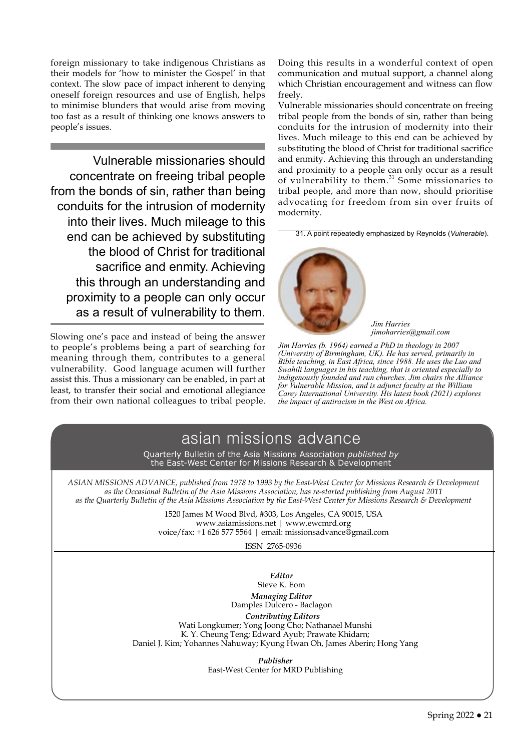foreign missionary to take indigenous Christians as their models for 'how to minister the Gospel' in that context. The slow pace of impact inherent to denying oneself foreign resources and use of English, helps to minimise blunders that would arise from moving too fast as a result of thinking one knows answers to people's issues.

> Vulnerable missionaries should concentrate on freeing tribal people from the bonds of sin, rather than being conduits for the intrusion of modernity into their lives. Much mileage to this end can be achieved by substituting the blood of Christ for traditional sacrifice and enmity. Achieving this through an understanding and proximity to a people can only occur as a result of vulnerability to them.

Slowing one's pace and instead of being the answer to people's problems being a part of searching for meaning through them, contributes to a general vulnerability. Good language acumen will further assist this. Thus a missionary can be enabled, in part at least, to transfer their social and emotional allegiance from their own national colleagues to tribal people. Doing this results in a wonderful context of open communication and mutual support, a channel along which Christian encouragement and witness can flow freely.

Vulnerable missionaries should concentrate on freeing tribal people from the bonds of sin, rather than being conduits for the intrusion of modernity into their lives. Much mileage to this end can be achieved by substituting the blood of Christ for traditional sacrifice and enmity. Achieving this through an understanding and proximity to a people can only occur as a result of vulnerability to them.[31] Some missionaries to tribal people, and more than now, should prioritise advocating for freedom from sin over fruits of modernity.

31. A point repeatedly emphasized by Reynolds (*Vulnerable*).

*Jim Harries*
*jimoharries@gmail.com*

*Jim Harries (b. 1964) earned a PhD in theology in 2007 (University of Birmingham, UK). He has served, primarily in Bible teaching, in East Africa, since 1988. He uses the Luo and Swahili languages in his teaching, that is oriented especially to indigenously founded and run churches. Jim chairs the Alliance for Vulnerable Mission, and is adjunct faculty at the William Carey International University. His latest book (2021) explores the impact of antiracism in the West on Africa.*

## asian missions advance

Quarterly Bulletin of the Asia Missions Association *published by* the East-West Center for Missions Research & Development

*ASIAN MISSIONS ADVANCE, published from 1978 to 1993 by the East-West Center for Missions Research & Development as the Occasional Bulletin of the Asia Missions Association, has re-started publishing from August 2011 as the Quarterly Bulletin of the Asia Missions Association by the East-West Center for Missions Research & Development*

1520 James M Wood Blvd, #303, Los Angeles, CA 90015, USA
www.asiamissions.net | www.ewcmrd.org
voice/fax: +1 626 577 5564 | email: missionsadvance@gmail.com

ISSN 2765-0936

***Editor***
Steve K. Eom

***Managing Editor***
Damples Dulcero - Baclagon

***Contributing Editors***
Wati Longkumer; Yong Joong Cho; Nathanael Munshi
K. Y. Cheung Teng; Edward Ayub; Prawate Khidarn;
Daniel J. Kim; Yohannes Nahuway; Kyung Hwan Oh, James Aberin; Hong Yang

***Publisher***
East-West Center for MRD Publishing